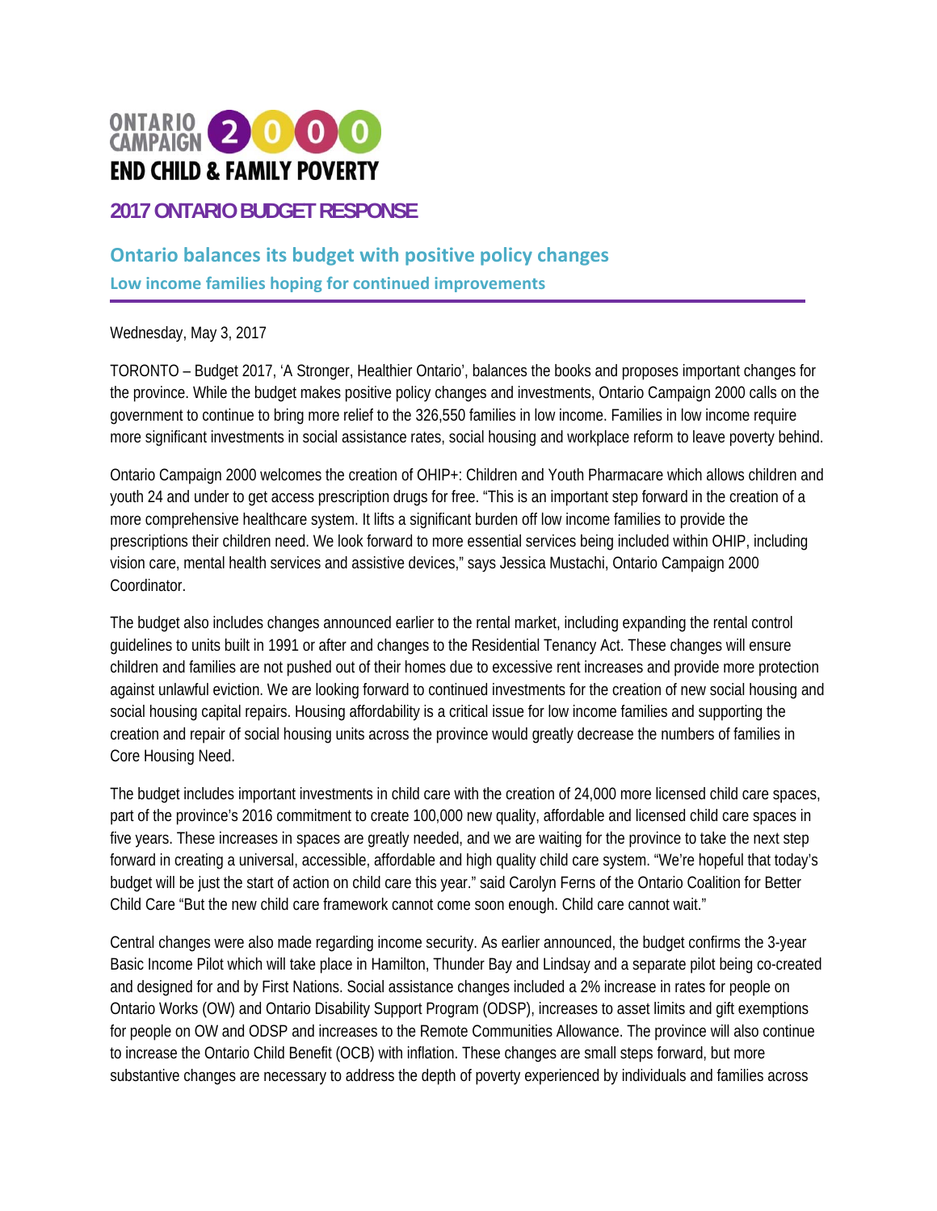ONTARIO CAMPAIGN 2000
END CHILD & FAMILY POVERTY

# 2017 ONTARIO BUDGET RESPONSE

## Ontario balances its budget with positive policy changes

### Low income families hoping for continued improvements

Wednesday, May 3, 2017

TORONTO – Budget 2017, 'A Stronger, Healthier Ontario', balances the books and proposes important changes for the province. While the budget makes positive policy changes and investments, Ontario Campaign 2000 calls on the government to continue to bring more relief to the 326,550 families in low income. Families in low income require more significant investments in social assistance rates, social housing and workplace reform to leave poverty behind.

Ontario Campaign 2000 welcomes the creation of OHIP+: Children and Youth Pharmacare which allows children and youth 24 and under to get access prescription drugs for free. "This is an important step forward in the creation of a more comprehensive healthcare system. It lifts a significant burden off low income families to provide the prescriptions their children need. We look forward to more essential services being included within OHIP, including vision care, mental health services and assistive devices," says Jessica Mustachi, Ontario Campaign 2000 Coordinator.

The budget also includes changes announced earlier to the rental market, including expanding the rental control guidelines to units built in 1991 or after and changes to the Residential Tenancy Act. These changes will ensure children and families are not pushed out of their homes due to excessive rent increases and provide more protection against unlawful eviction. We are looking forward to continued investments for the creation of new social housing and social housing capital repairs. Housing affordability is a critical issue for low income families and supporting the creation and repair of social housing units across the province would greatly decrease the numbers of families in Core Housing Need.

The budget includes important investments in child care with the creation of 24,000 more licensed child care spaces, part of the province's 2016 commitment to create 100,000 new quality, affordable and licensed child care spaces in five years. These increases in spaces are greatly needed, and we are waiting for the province to take the next step forward in creating a universal, accessible, affordable and high quality child care system. "We're hopeful that today's budget will be just the start of action on child care this year." said Carolyn Ferns of the Ontario Coalition for Better Child Care "But the new child care framework cannot come soon enough. Child care cannot wait."

Central changes were also made regarding income security. As earlier announced, the budget confirms the 3-year Basic Income Pilot which will take place in Hamilton, Thunder Bay and Lindsay and a separate pilot being co-created and designed for and by First Nations. Social assistance changes included a 2% increase in rates for people on Ontario Works (OW) and Ontario Disability Support Program (ODSP), increases to asset limits and gift exemptions for people on OW and ODSP and increases to the Remote Communities Allowance. The province will also continue to increase the Ontario Child Benefit (OCB) with inflation. These changes are small steps forward, but more substantive changes are necessary to address the depth of poverty experienced by individuals and families across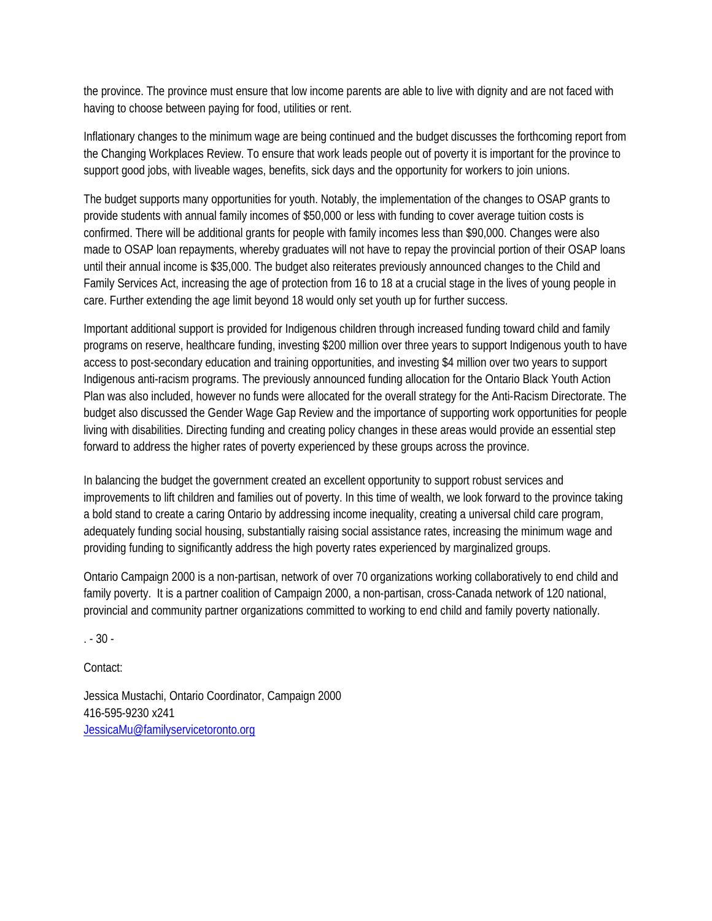the province. The province must ensure that low income parents are able to live with dignity and are not faced with having to choose between paying for food, utilities or rent.

Inflationary changes to the minimum wage are being continued and the budget discusses the forthcoming report from the Changing Workplaces Review. To ensure that work leads people out of poverty it is important for the province to support good jobs, with liveable wages, benefits, sick days and the opportunity for workers to join unions.

The budget supports many opportunities for youth. Notably, the implementation of the changes to OSAP grants to provide students with annual family incomes of $50,000 or less with funding to cover average tuition costs is confirmed. There will be additional grants for people with family incomes less than $90,000. Changes were also made to OSAP loan repayments, whereby graduates will not have to repay the provincial portion of their OSAP loans until their annual income is $35,000. The budget also reiterates previously announced changes to the Child and Family Services Act, increasing the age of protection from 16 to 18 at a crucial stage in the lives of young people in care. Further extending the age limit beyond 18 would only set youth up for further success.

Important additional support is provided for Indigenous children through increased funding toward child and family programs on reserve, healthcare funding, investing $200 million over three years to support Indigenous youth to have access to post-secondary education and training opportunities, and investing $4 million over two years to support Indigenous anti-racism programs. The previously announced funding allocation for the Ontario Black Youth Action Plan was also included, however no funds were allocated for the overall strategy for the Anti-Racism Directorate. The budget also discussed the Gender Wage Gap Review and the importance of supporting work opportunities for people living with disabilities. Directing funding and creating policy changes in these areas would provide an essential step forward to address the higher rates of poverty experienced by these groups across the province.

In balancing the budget the government created an excellent opportunity to support robust services and improvements to lift children and families out of poverty. In this time of wealth, we look forward to the province taking a bold stand to create a caring Ontario by addressing income inequality, creating a universal child care program, adequately funding social housing, substantially raising social assistance rates, increasing the minimum wage and providing funding to significantly address the high poverty rates experienced by marginalized groups.

Ontario Campaign 2000 is a non-partisan, network of over 70 organizations working collaboratively to end child and family poverty. It is a partner coalition of Campaign 2000, a non-partisan, cross-Canada network of 120 national, provincial and community partner organizations committed to working to end child and family poverty nationally.

. - 30 -

Contact:

Jessica Mustachi, Ontario Coordinator, Campaign 2000
416-595-9230 x241
JessicaMu@familyservicetoronto.org